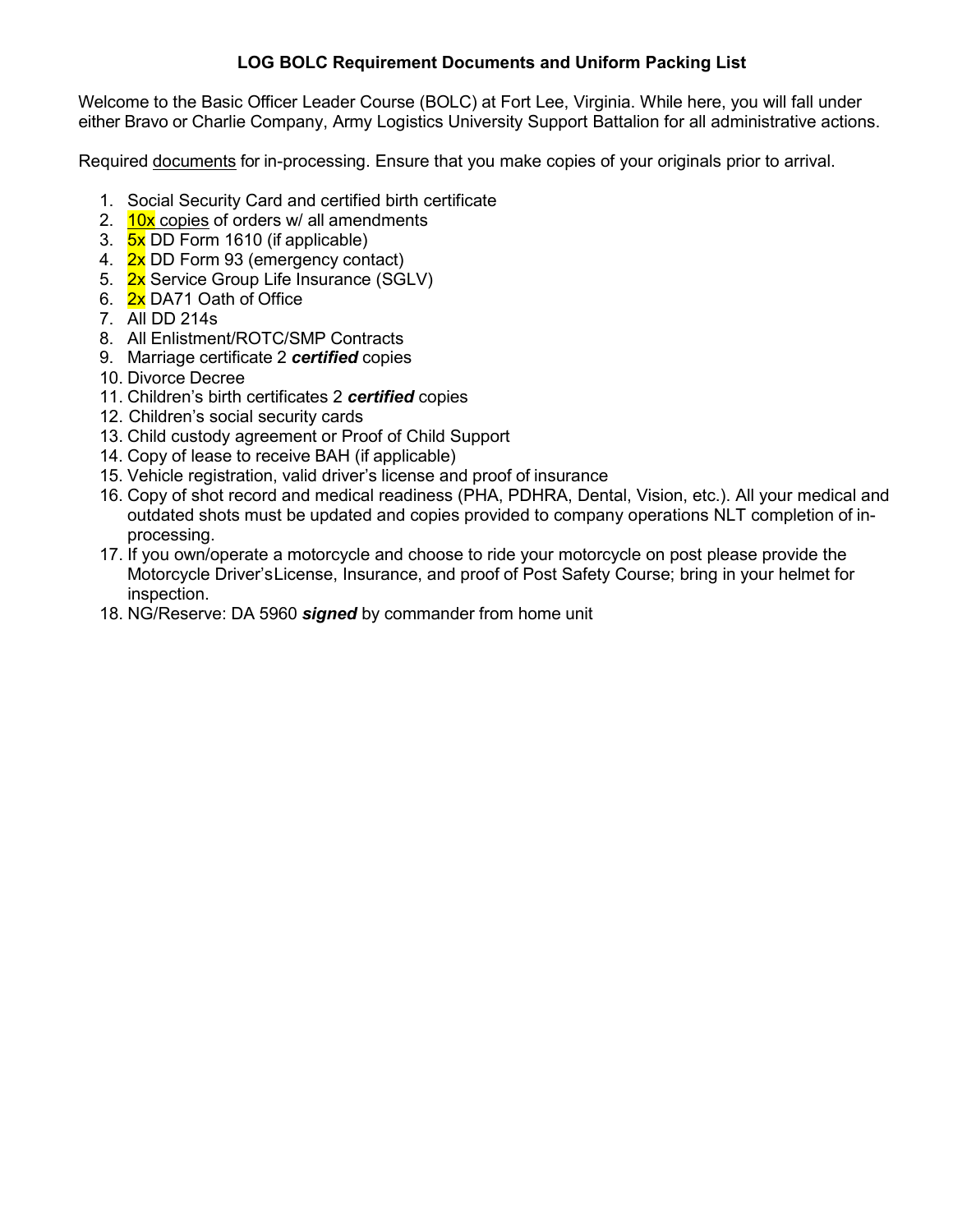**LOG BOLC Requirement Documents and Uniform Packing List**

Welcome to the Basic Officer Leader Course (BOLC) at Fort Lee, Virginia. While here, you will fall under either Bravo or Charlie Company, Army Logistics University Support Battalion for all administrative actions.

Required documents for in-processing. Ensure that you make copies of your originals prior to arrival.

1. Social Security Card and certified birth certificate
2. 10x copies of orders w/ all amendments
3. 5x DD Form 1610 (if applicable)
4. 2x DD Form 93 (emergency contact)
5. 2x Service Group Life Insurance (SGLV)
6. 2x DA71 Oath of Office
7. All DD 214s
8. All Enlistment/ROTC/SMP Contracts
9. Marriage certificate 2 ***certified*** copies
10. Divorce Decree
11. Children's birth certificates 2 ***certified*** copies
12. Children's social security cards
13. Child custody agreement or Proof of Child Support
14. Copy of lease to receive BAH (if applicable)
15. Vehicle registration, valid driver's license and proof of insurance
16. Copy of shot record and medical readiness (PHA, PDHRA, Dental, Vision, etc.). All your medical and outdated shots must be updated and copies provided to company operations NLT completion of in-processing.
17. If you own/operate a motorcycle and choose to ride your motorcycle on post please provide the Motorcycle Driver's License, Insurance, and proof of Post Safety Course; bring in your helmet for inspection.
18. NG/Reserve: DA 5960 ***signed*** by commander from home unit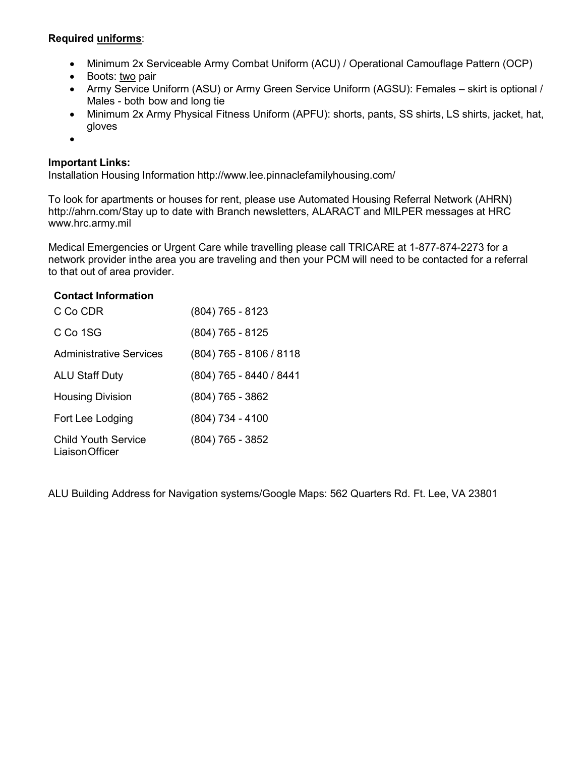**Required uniforms**:

- Minimum 2x Serviceable Army Combat Uniform (ACU) / Operational Camouflage Pattern (OCP)
- Boots: two pair
- Army Service Uniform (ASU) or Army Green Service Uniform (AGSU): Females – skirt is optional / Males - both bow and long tie
- Minimum 2x Army Physical Fitness Uniform (APFU): shorts, pants, SS shirts, LS shirts, jacket, hat, gloves
-

**Important Links:**
Installation Housing Information http://www.lee.pinnaclefamilyhousing.com/

To look for apartments or houses for rent, please use Automated Housing Referral Network (AHRN) http://ahrn.com/Stay up to date with Branch newsletters, ALARACT and MILPER messages at HRC www.hrc.army.mil

Medical Emergencies or Urgent Care while travelling please call TRICARE at 1-877-874-2273 for a network provider inthe area you are traveling and then your PCM will need to be contacted for a referral to that out of area provider.

**Contact Information**

| | |
|---|---|
| C Co CDR | (804) 765 - 8123 |
| C Co 1SG | (804) 765 - 8125 |
| Administrative Services | (804) 765 - 8106 / 8118 |
| ALU Staff Duty | (804) 765 - 8440 / 8441 |
| Housing Division | (804) 765 - 3862 |
| Fort Lee Lodging | (804) 734 - 4100 |
| Child Youth Service LiaisonOfficer | (804) 765 - 3852 |

ALU Building Address for Navigation systems/Google Maps: 562 Quarters Rd. Ft. Lee, VA 23801